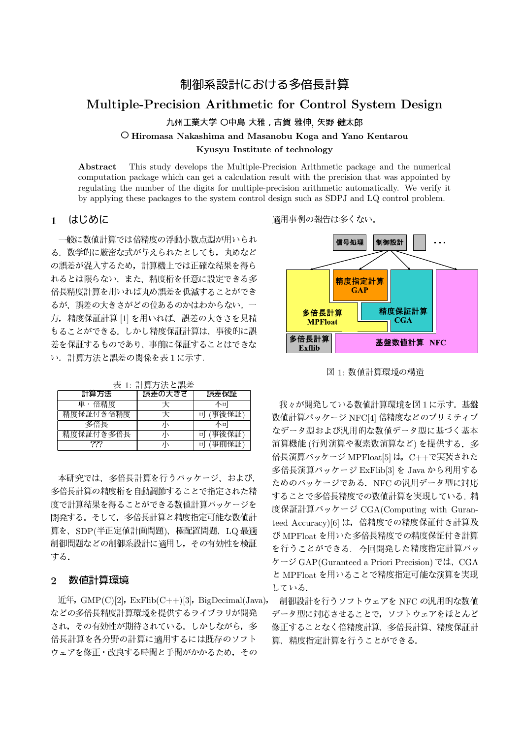# 制御系設計における多倍長計算

## Multiple-Precision Arithmetic for Control System Design

九州工業大学 ○中島 大雅，古賀 雅伸, 矢野 健太郎

○ Hiromasa Nakashima and Masanobu Koga and Yano Kentarou

Kyusyu Institute of technology

**Abstract** This study develops the Multiple-Precision Arithmetic package and the numerical computation package which can get a calculation result with the precision that was appointed by regulating the number of the digits for multiple-precision arithmetic automatically. We verify it by applying these packages to the system control design such as SDPJ and LQ control problem.

## 1 はじめに

一般に数値計算では倍精度の浮動小数点型が用いられる。数学的に厳密な式が与えられたとしても，丸めなどの誤差が混入するため，計算機上では正確な結果を得られるとは限らない。また、精度桁を任意に設定できる多倍長精度計算を用いれば丸め誤差を低減することができるが、誤差の大きさがどの位あるのかはわからない。一方，精度保証計算 [1] を用いれば、誤差の大きさを見積もることができる。しかし精度保証計算は、事後的に誤差を保証するものであり、事前に保証することはできない。計算方法と誤差の関係を表 1 に示す．

表 1: 計算方法と誤差

| 計算方法 | 誤差の大きさ | 誤差保証 |
|---|---|---|
| 単・倍精度 | 大 | 不可 |
| 精度保証付き倍精度 | 大 | 可 (事後保証) |
| 多倍長 | 小 | 不可 |
| 精度保証付き多倍長 | 小 | 可 (事後保証) |
| ??? | 小 | 可 (事前保証) |

本研究では、多倍長計算を行うパッケージ、および、多倍長計算の精度桁を自動調節することで指定された精度で計算結果を得ることができる数値計算パッケージを開発する．そして，多倍長計算と精度指定可能な数値計算を、SDP(半正定値計画問題)、極配置問題、LQ 最適制御問題などの制御系設計に適用し，その有効性を検証する．

## 2 数値計算環境

近年，GMP(C)[2]，ExFlib(C++)[3]，BigDecimal(Java)，などの多倍長精度計算環境を提供するライブラリが開発され，その有効性が期待されている。しかしながら，多倍長計算を各分野の計算に適用するには既存のソフトウェアを修正・改良する時間と手間がかかるため，その適用事例の報告は多くない．

| 信号処理 | 制御設計 | | … |
|---|---|---|---|
| 精度指定計算 GAP | | | |
| 多倍長計算 MPFloat | 精度保証計算 CGA | | |
| 多倍長計算 Exflib | 基盤数値計算 NFC | | |

図 1: 数値計算環境の構造

我々が開発している数値計算環境を図 1 に示す。基盤数値計算パッケージ NFC[4] 倍精度などのプリミティブなデータ型および汎用的な数値データ型に基づく基本演算機能 (行列演算や複素数演算など) を提供する．多倍長演算パッケージ MPFloat[5] は，C++で実装された多倍長演算パッケージ ExFlib[3] を Java から利用するためのパッケージである．NFC の汎用データ型に対応することで多倍長精度での数値計算を実現している．精度保証計算パッケージ CGA(Computing with Guranteed Accuracy)[6] は，倍精度での精度保証付き計算及び MPFloat を用いた多倍長精度での精度保証付き計算を行うことができる．今回開発した精度指定計算パッケージ GAP(Guranteed a Priori Precision) では，CGA と MPFloat を用いることで精度指定可能な演算を実現している．

制御設計を行うソフトウェアを NFC の汎用的な数値データ型に対応させることで，ソフトウェアをほとんど修正することなく倍精度計算、多倍長計算、精度保証計算、精度指定計算を行うことができる。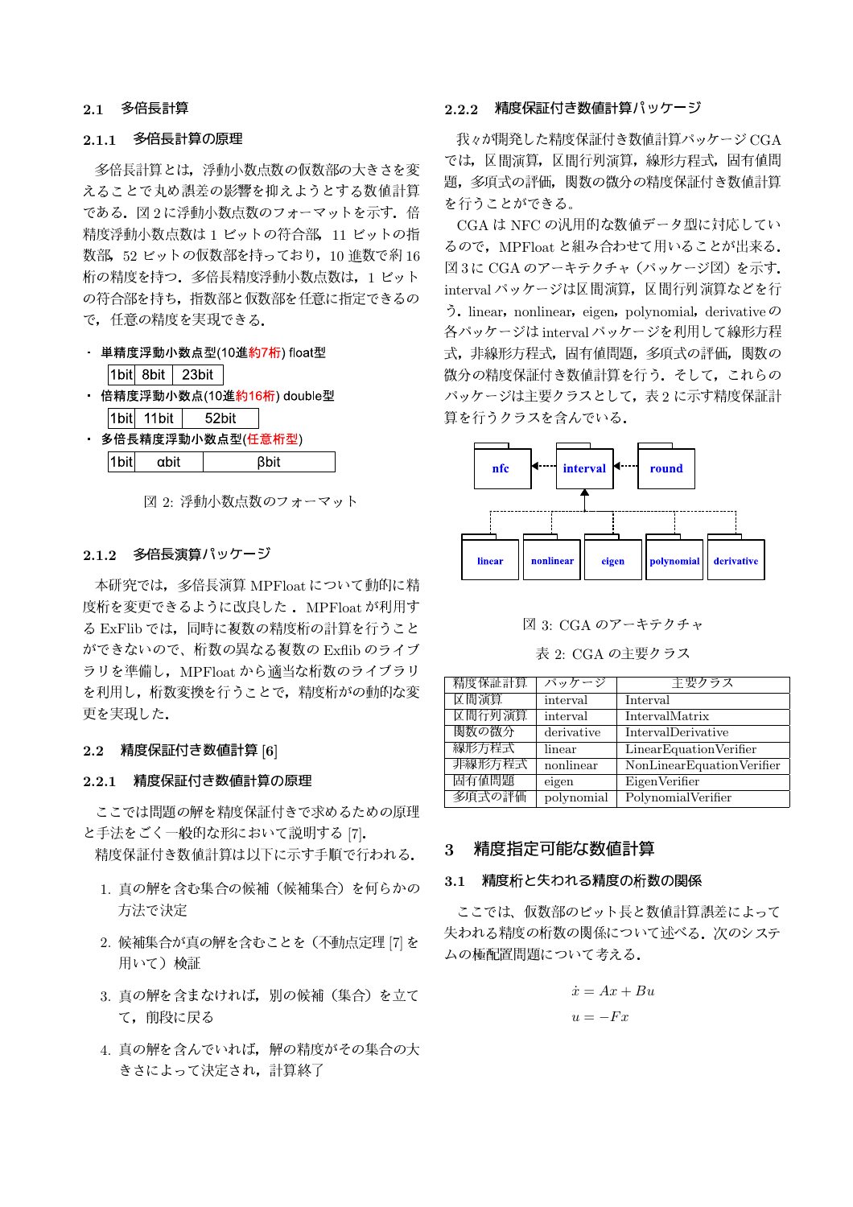## 2.1 多倍長計算

### 2.1.1 多倍長計算の原理

多倍長計算とは，浮動小数点数の仮数部の大きさを変えることで丸め誤差の影響を抑えようとする数値計算である．図 2 に浮動小数点数のフォーマットを示す．倍精度浮動小数点数は 1 ビットの符合部，11 ビットの指数部，52 ビットの仮数部を持っており，10 進数で約 16 桁の精度を持つ．多倍長精度浮動小数点数は，1 ビットの符合部を持ち，指数部と仮数部を任意に指定できるので，任意の精度を実現できる．

- 単精度浮動小数点型(10進約7桁) float型

| 1bit | 8bit | 23bit |
|---|---|---|

- 倍精度浮動小数点(10進約16桁) double型

| 1bit | 11bit | 52bit |
|---|---|---|

- 多倍長精度浮動小数点型(任意桁型)

| 1bit | αbit | βbit |
|---|---|---|

図 2: 浮動小数点数のフォーマット

### 2.1.2 多倍長演算パッケージ

本研究では，多倍長演算 MPFloat について動的に精度桁を変更できるように改良した．MPFloat が利用する ExFlib では，同時に複数の精度桁の計算を行うことができないので、桁数の異なる複数の Exflib のライブラリを準備し，MPFloat から適当な桁数のライブラリを利用し，桁数変換を行うことで，精度桁がの動的な変更を実現した．

## 2.2 精度保証付き数値計算 [6]

### 2.2.1 精度保証付き数値計算の原理

ここでは問題の解を精度保証付きで求めるための原理と手法をごく一般的な形において説明する [7]．

精度保証付き数値計算は以下に示す手順で行われる．

1. 真の解を含む集合の候補（候補集合）を何らかの方法で決定
2. 候補集合が真の解を含むことを（不動点定理 [7] を用いて）検証
3. 真の解を含まなければ，別の候補（集合）を立てて，前段に戻る
4. 真の解を含んでいれば，解の精度がその集合の大きさによって決定され，計算終了

### 2.2.2 精度保証付き数値計算パッケージ

我々が開発した精度保証付き数値計算パッケージ CGA では，区間演算，区間行列演算，線形方程式，固有値問題，多項式の評価，関数の微分の精度保証付き数値計算を行うことができる。

CGA は NFC の汎用的な数値データ型に対応しているので，MPFloat と組み合わせて用いることが出来る．図 3 に CGA のアーキテクチャ（パッケージ図）を示す．interval パッケージは区間演算，区間行列演算などを行う．linear，nonlinear，eigen，polynomial，derivative の各パッケージは interval パッケージを利用して線形方程式，非線形方程式，固有値問題，多項式の評価，関数の微分の精度保証付き数値計算を行う．そして，これらのパッケージは主要クラスとして，表 2 に示す精度保証計算を行うクラスを含んでいる．

図 3: CGA のアーキテクチャ

表 2: CGA の主要クラス

| 精度保証計算 | パッケージ | 主要クラス |
|---|---|---|
| 区間演算 | interval | Interval |
| 区間行列演算 | interval | IntervalMatrix |
| 関数の微分 | derivative | IntervalDerivative |
| 線形方程式 | linear | LinearEquationVerifier |
| 非線形方程式 | nonlinear | NonLinearEquationVerifier |
| 固有値問題 | eigen | EigenVerifier |
| 多項式の評価 | polynomial | PolynomialVerifier |

# 3 精度指定可能な数値計算

## 3.1 精度桁と失われる精度の桁数の関係

ここでは，仮数部のビット長と数値計算誤差によって失われる精度の桁数の関係について述べる．次のシステムの極配置問題について考える．

$$\dot{x} = Ax + Bu$$

$$u = -Fx$$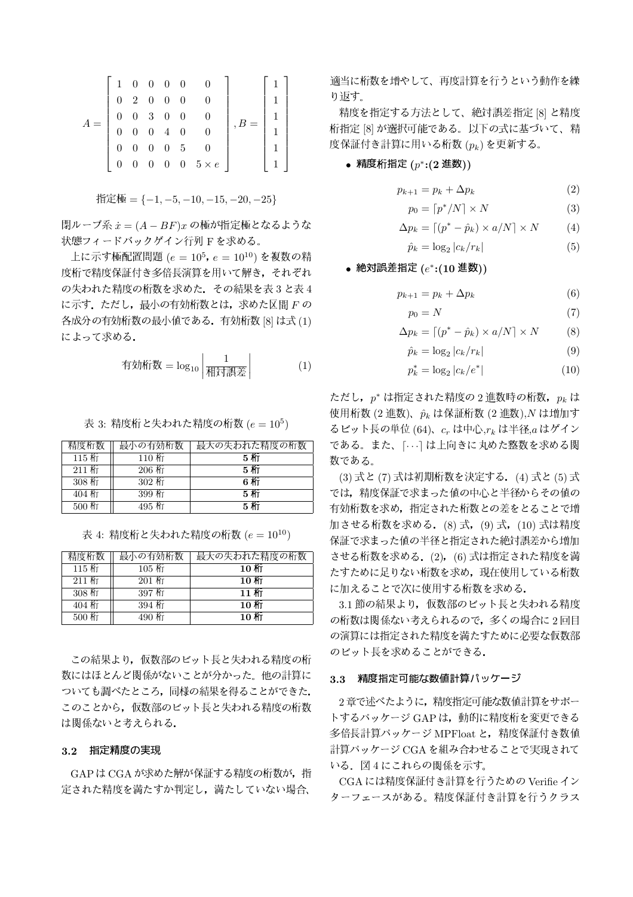$$A = \begin{bmatrix} 1 & 0 & 0 & 0 & 0 & 0 \\ 0 & 2 & 0 & 0 & 0 & 0 \\ 0 & 0 & 3 & 0 & 0 & 0 \\ 0 & 0 & 0 & 4 & 0 & 0 \\ 0 & 0 & 0 & 0 & 5 & 0 \\ 0 & 0 & 0 & 0 & 0 & 5 \times e \end{bmatrix}, B = \begin{bmatrix} 1 \\ 1 \\ 1 \\ 1 \\ 1 \\ 1 \end{bmatrix}$$

$$\text{指定極} = \{-1, -5, -10, -15, -20, -25\}$$

閉ループ系 $\dot{x} = (A - BF)x$ の極が指定極となるような状態フィードバックゲイン行列 F を求める。

上に示す極配置問題 ($e = 10^5$，$e = 10^{10}$) を複数の精度桁で精度保証付き多倍長演算を用いて解き，それぞれの失われた精度の桁数を求めた．その結果を表 3 と表 4 に示す．ただし，最小の有効桁数とは，求めた区間 $F$ の各成分の有効桁数の最小値である．有効桁数 [8] は式 (1) によって求める．

$$\text{有効桁数} = \log_{10} \left| \frac{1}{\text{相対誤差}} \right| \tag{1}$$

表 3: 精度桁と失われた精度の桁数 ($e = 10^5$)

| 精度桁数 | 最小の有効桁数 | 最大の失われた精度の桁数 |
|---|---|---|
| 115 桁 | 110 桁 | **5 桁** |
| 211 桁 | 206 桁 | **5 桁** |
| 308 桁 | 302 桁 | **6 桁** |
| 404 桁 | 399 桁 | **5 桁** |
| 500 桁 | 495 桁 | **5 桁** |

表 4: 精度桁と失われた精度の桁数 ($e = 10^{10}$)

| 精度桁数 | 最小の有効桁数 | 最大の失われた精度の桁数 |
|---|---|---|
| 115 桁 | 105 桁 | **10 桁** |
| 211 桁 | 201 桁 | **10 桁** |
| 308 桁 | 397 桁 | **11 桁** |
| 404 桁 | 394 桁 | **10 桁** |
| 500 桁 | 490 桁 | **10 桁** |

この結果より，仮数部のビット長と失われる精度の桁数にはほとんど関係がないことが分かった。他の計算についても調べたところ，同様の結果を得ることができた．このことから，仮数部のビット長と失われる精度の桁数は関係ないと考えられる．

### 3.2 指定精度の実現

GAP は CGA が求めた解が保証する精度の桁数が，指定された精度を満たすか判定し，満たしていない場合、適当に桁数を増やして、再度計算を行うという動作を繰り返す。

精度を指定する方法として、絶対誤差指定 [8] と精度桁指定 [8] が選択可能である。以下の式に基づいて、精度保証付き計算に用いる桁数 ($p_k$) を更新する。

- **精度桁指定 ($p^*$:(2 進数))**

$$p_{k+1} = p_k + \Delta p_k \tag{2}$$

$$p_0 = \lceil p^*/N \rceil \times N \tag{3}$$

$$\Delta p_k = \lceil (p^* - \hat{p}_k) \times a/N \rceil \times N \tag{4}$$

$$\hat{p}_k = \log_2 |c_k/r_k| \tag{5}$$

- **絶対誤差指定 ($e^*$:(10 進数))**

$$p_{k+1} = p_k + \Delta p_k \tag{6}$$

$$p_0 = N \tag{7}$$

$$\Delta p_k = \lceil (p^* - \hat{p}_k) \times a/N \rceil \times N \tag{8}$$

$$\hat{p}_k = \log_2 |c_k/r_k| \tag{9}$$

$$p_k^* = \log_2 |c_k/e^*| \tag{10}$$

ただし，$p^*$ は指定された精度の 2 進数時の桁数，$p_k$ は使用桁数 (2 進数)、$\hat{p}_k$ は保証桁数 (2 進数),$N$ は増加するビット長の単位 (64)、$c_r$ は中心,$r_k$ は半径,$a$ はゲインである。また、$\lceil \cdots \rceil$ は上向きに丸めた整数を求める関数である。

(3) 式と (7) 式は初期桁数を決定する．(4) 式と (5) 式では，精度保証で求まった値の中心と半径からその値の有効桁数を求め，指定された桁数との差をとることで増加させる桁数を求める．(8) 式，(9) 式，(10) 式は精度保証で求まった値の半径と指定された絶対誤差から増加させる桁数を求める．(2)，(6) 式は指定された精度を満たすために足りない桁数を求め，現在使用している桁数に加えることで次に使用する桁数を求める．

3.1 節の結果より，仮数部のビット長と失われる精度の桁数は関係ない考えられるので，多くの場合に 2 回目の演算には指定された精度を満たすために必要な仮数部のビット長を求めることができる．

### 3.3 精度指定可能な数値計算パッケージ

2 章で述べたように，精度指定可能な数値計算をサポートするパッケージ GAP は，動的に精度桁を変更できる多倍長計算パッケージ MPFloat と，精度保証付き数値計算パッケージ CGA を組み合わせることで実現されている．図 4 にこれらの関係を示す。

CGA には精度保証付き計算を行うための Verifie インターフェースがある。精度保証付き計算を行うクラス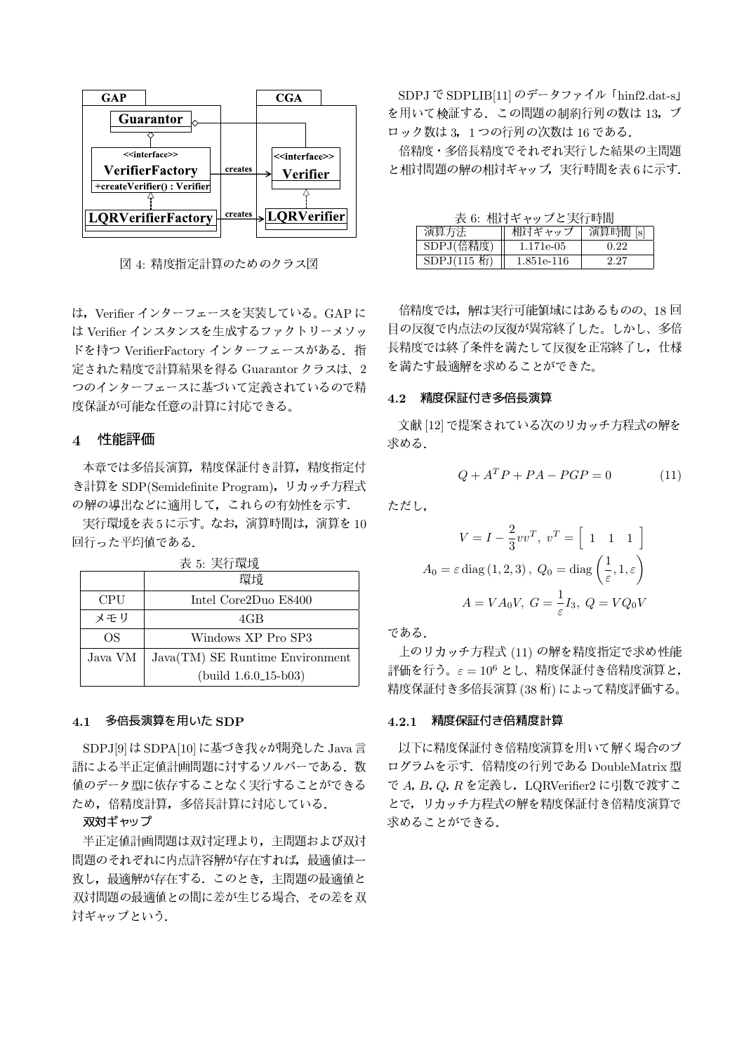図 4: 精度指定計算のためのクラス図

は，Verifier インターフェースを実装している。GAP には Verifier インスタンスを生成するファクトリーメソッドを持つ VerifierFactory インターフェースがある．指定された精度で計算結果を得る Guarantor クラスは、2 つのインターフェースに基づいて定義されているので精度保証が可能な任意の計算に対応できる。

## 4 性能評価

本章では多倍長演算，精度保証付き計算，精度指定付き計算を SDP(Semidefinite Program)，リカッチ方程式の解の導出などに適用して，これらの有効性を示す．

実行環境を表 5 に示す。なお，演算時間は，演算を 10 回行った平均値である．

表 5: 実行環境

| | 環境 |
|---|---|
| CPU | Intel Core2Duo E8400 |
| メモリ | 4GB |
| OS | Windows XP Pro SP3 |
| Java VM | Java(TM) SE Runtime Environment (build 1.6.0_15-b03) |

### 4.1 多倍長演算を用いた SDP

SDPJ[9] は SDPA[10] に基づき我々が開発した Java 言語による半正定値計画問題に対するソルバーである．数値のデータ型に依存することなく実行することができるため，倍精度計算，多倍長計算に対応している．

**双対ギャップ**

半正定値計画問題は双対定理より，主問題および双対問題のそれぞれに内点許容解が存在すれば，最適値は一致し，最適解が存在する．このとき，主問題の最適値と双対問題の最適値との間に差が生じる場合、その差を双対ギャップという．

SDPJ で SDPLIB[11] のデータファイル「hinf2.dat-s」を用いて検証する．この問題の制約行列の数は 13，ブロック数は 3，1 つの行列の次数は 16 である．

倍精度・多倍長精度でそれぞれ実行した結果の主問題と相対問題の解の相対ギャップ，実行時間を表 6 に示す．

表 6: 相対ギャップと実行時間

| 演算方法 | 相対ギャップ | 演算時間 [s] |
|---|---|---|
| SDPJ(倍精度) | 1.171e-05 | 0.22 |
| SDPJ(115 桁) | 1.851e-116 | 2.27 |

倍精度では，解は実行可能領域にはあるものの、18 回目の反復で内点法の反復が異常終了した。しかし、多倍長精度では終了条件を満たして反復を正常終了し，仕様を満たす最適解を求めることができた。

### 4.2 精度保証付き多倍長演算

文献 [12] で提案されている次のリカッチ方程式の解を求める．

$$Q + A^T P + PA - PGP = 0 \tag{11}$$

ただし，

$$V = I - \frac{2}{3}vv^T,\ v^T = \begin{bmatrix} 1 & 1 & 1 \end{bmatrix}$$

$$A_0 = \varepsilon\,\mathrm{diag}\,(1, 2, 3)\,,\ Q_0 = \mathrm{diag}\left(\frac{1}{\varepsilon}, 1, \varepsilon\right)$$

$$A = VA_0V,\ G = \frac{1}{\varepsilon}I_3,\ Q = VQ_0V$$

である．

上のリカッチ方程式 (11) の解を精度指定で求め性能評価を行う。$\varepsilon = 10^6$ とし、精度保証付き倍精度演算と，精度保証付き多倍長演算 (38 桁) によって精度評価する。

#### 4.2.1 精度保証付き倍精度計算

以下に精度保証付き倍精度演算を用いて解く場合のプログラムを示す．倍精度の行列である DoubleMatrix 型で $A, B, Q, R$ を定義し，LQRVerifier2 に引数で渡すことで，リカッチ方程式の解を精度保証付き倍精度演算で求めることができる．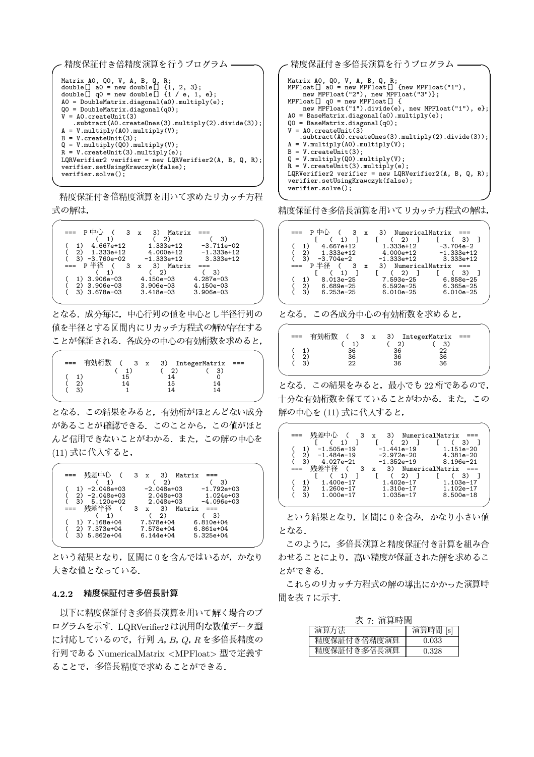精度保証付き倍精度演算を行うプログラム

```
Matrix A0, Q0, V, A, B, Q, R;
double[] a0 = new double[] {1, 2, 3};
double[] q0 = new double[] {1 / e, 1, e};
A0 = DoubleMatrix.diagonal(a0).multiply(e);
Q0 = DoubleMatrix.diagonal(q0);
V = A0.createUnit(3)
   .subtract(A0.createOnes(3).multiply(2).divide(3));
A = V.multiply(A0).multiply(V);
B = V.createUnit(3);
Q = V.multiply(Q0).multiply(V);
R = V.createUnit(3).multiply(e);
LQRVerifier2 verifier = new LQRVerifier2(A, B, Q, R);
verifier.setUsingKrawczyk(false);
verifier.solve();
```

精度保証付き倍精度演算を用いて求めたリカッチ方程式の解は，

```
=== P中心  (  3  x   3)  Matrix  ===
          ( 1)          ( 2)          ( 3)
( 1)  4.667e+12     1.333e+12    -3.711e-02
( 2)  1.333e+12     4.000e+12    -1.333e+12
( 3) -3.760e-02    -1.333e+12     3.333e+12
=== P半径  (  3  x   3)  Matrix  ===
          ( 1)          ( 2)          ( 3)
( 1) 3.906e-03     4.150e-03     4.287e-03
( 2) 3.906e-03     3.906e-03     4.150e-03
( 3) 3.678e-03     3.418e-03     3.906e-03
```

となる．成分毎に，中心行列の値を中心とし半径行列の値を半径とする区間内にリカッチ方程式の解が存在することが保証される．各成分の中心の有効桁数を求めると，

```
=== 有効桁数  (  3  x   3)  IntegerMatrix  ===
           ( 1)      ( 2)      ( 3)
( 1)        15        14         0
( 2)        14        15        14
( 3)         1        14        14
```

となる．この結果をみると，有効桁がほとんどない成分があることが確認できる．このことから，この値がほとんど信用できないことがわかる．また，この解の中心を (11) 式に代入すると，

```
=== 残差中心  (  3  x   3)  Matrix  ===
          ( 1)          ( 2)          ( 3)
( 1) -2.048e+03    -2.048e+03    -1.792e+03
( 2) -2.048e+03     2.048e+03     1.024e+03
( 3)  5.120e+02     2.048e+03    -4.096e+03
=== 残差半径  (  3  x   3)  Matrix  ===
          ( 1)          ( 2)          ( 3)
( 1) 7.168e+04     7.578e+04     6.810e+04
( 2) 7.373e+04     7.578e+04     6.861e+04
( 3) 5.862e+04     6.144e+04     5.325e+04
```

という結果となり，区間に 0 を含んではいるが，かなり大きな値となっている．

### 4.2.2 精度保証付き多倍長計算

以下に精度保証付き多倍長演算を用いて解く場合のプログラムを示す．LQRVerifier2 は汎用的な数値データ型に対応しているので，行列 $A, B, Q, R$ を多倍長精度の行列である NumericalMatrix <MPFloat> 型で定義することで，多倍長精度で求めることができる．

精度保証付き多倍長演算を行うプログラム

```
Matrix A0, Q0, V, A, B, Q, R;
MPFloat[] a0 = new MPFloat[] {new MPFloat("1"),
    new MPFloat("2"), new MPFloat("3")};
MPFloat[] q0 = new MPFloat[] {
    new MPFloat("1").divide(e), new MPFloat("1"), e};
A0 = BaseMatrix.diagonal(a0).multiply(e);
Q0 = BaseMatrix.diagonal(q0);
V = A0.createUnit(3)
   .subtract(A0.createOnes(3).multiply(2).divide(3));
A = V.multiply(A0).multiply(V);
B = V.createUnit(3);
Q = V.multiply(Q0).multiply(V);
R = V.createUnit(3).multiply(e);
LQRVerifier2 verifier = new LQRVerifier2(A, B, Q, R);
verifier.setUsingKrawczyk(false);
verifier.solve();
```

精度保証付き多倍長演算を用いてリカッチ方程式の解は，

```
=== P中心  (  3  x   3)  NumericalMatrix  ===
       [  ( 1) ]     [  ( 2) ]     [  ( 3) ]
( 1)   4.667e+12      1.333e+12     -3.704e-2
( 2)   1.333e+12      4.000e+12     -1.333e+12
( 3)  -3.704e-2      -1.333e+12      3.333e+12
=== P半径  (  3  x   3)  NumericalMatrix  ===
       [  ( 1) ]     [  ( 2) ]     [  ( 3) ]
( 1)   8.013e-25      7.593e-25      6.858e-25
( 2)   6.689e-25      6.592e-25      6.365e-25
( 3)   6.253e-25      6.010e-25      6.010e-25
```

となる．この各成分中心の有効桁数を求めると，

```
=== 有効桁数  (  3  x   3)  IntegerMatrix  ===
          ( 1)      ( 2)      ( 3)
( 1)       36        36        22
( 2)       36        36        36
( 3)       22        36        36
```

となる．この結果をみると，最小でも 22 桁であるので，十分な有効桁数を保てていることがわかる．また，この解の中心を (11) 式に代入すると，

```
=== 残差中心  (  3  x   3)  NumericalMatrix  ===
       [  ( 1) ]     [  ( 2) ]     [  ( 3) ]
( 1)  -1.505e-19     -1.441e-19      1.151e-20
( 2)  -1.484e-19     -2.972e-20      4.381e-20
( 3)   4.027e-21     -1.352e-19      8.196e-21
=== 残差半径  (  3  x   3)  NumericalMatrix  ===
       [  ( 1) ]     [  ( 2) ]     [  ( 3) ]
( 1)   1.400e-17      1.402e-17      1.103e-17
( 2)   1.260e-17      1.310e-17      1.102e-17
( 3)   1.000e-17      1.035e-17      8.500e-18
```

という結果となり，区間に 0 を含み，かなり小さい値となる．

このように，多倍長演算と精度保証付き計算を組み合わせることにより，高い精度が保証された解を求めることができる．

これらのリカッチ方程式の解の導出にかかった演算時間を表 7 に示す．

表 7: 演算時間

| 演算方法 | 演算時間 [s] |
|---|---|
| 精度保証付き倍精度演算 | 0.033 |
| 精度保証付き多倍長演算 | 0.328 |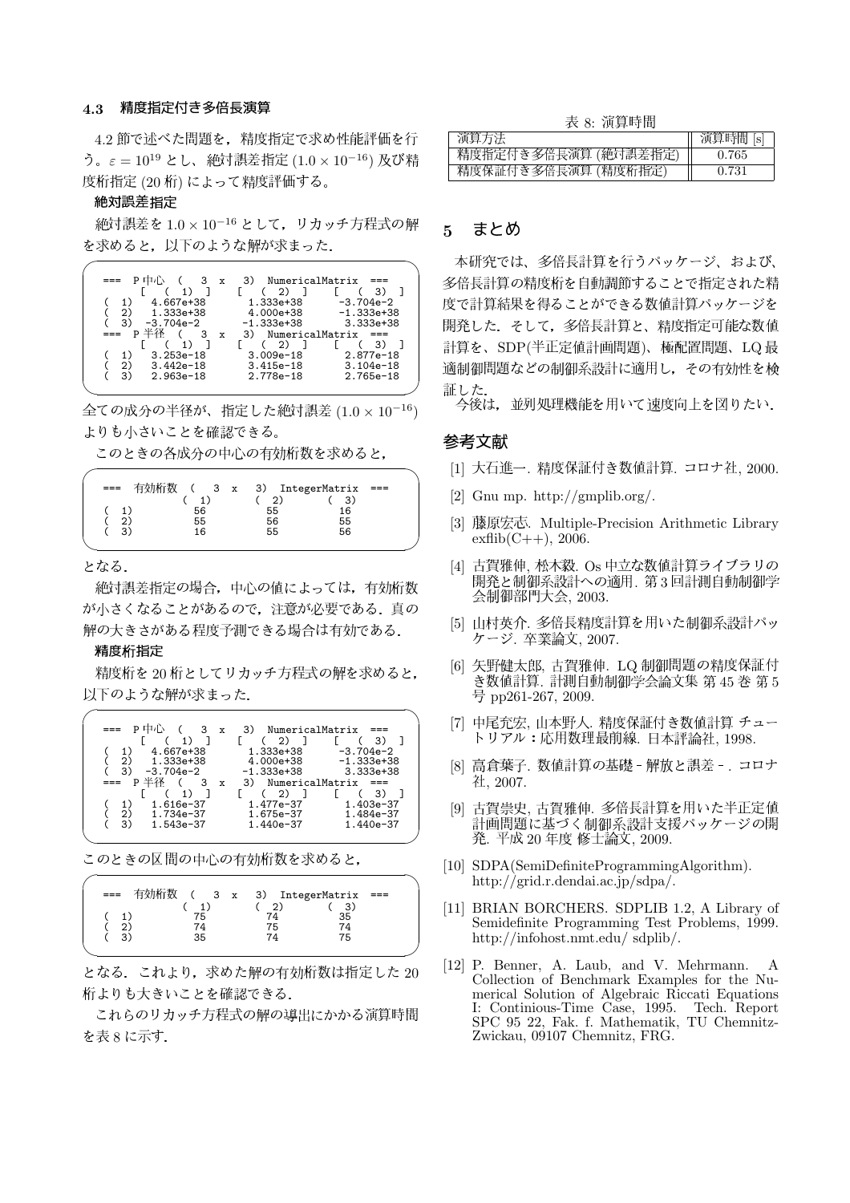### 4.3 精度指定付き多倍長演算

4.2 節で述べた問題を，精度指定で求め性能評価を行う。$\varepsilon = 10^{19}$ とし、絶対誤差指定 $(1.0 \times 10^{-16})$ 及び精度桁指定 (20 桁) によって精度評価する。

**絶対誤差指定**

絶対誤差を $1.0 \times 10^{-16}$ として，リカッチ方程式の解を求めると，以下のような解が求まった．

```
=== P 中心  (   3  x   3)  NumericalMatrix  ===
         [  (  1)  ]    [  (  2)  ]    [  (  3)  ]
(  1)    4.667e+38        1.333e+38      -3.704e-2
(  2)    1.333e+38        4.000e+38      -1.333e+38
(  3)   -3.704e-2        -1.333e+38       3.333e+38
=== P 半径  (   3  x   3)  NumericalMatrix  ===
         [  (  1)  ]    [  (  2)  ]    [  (  3)  ]
(  1)    3.253e-18        3.009e-18       2.877e-18
(  2)    3.442e-18        3.415e-18       3.104e-18
(  3)    2.963e-18        2.778e-18       2.765e-18
```

全ての成分の半径が、指定した絶対誤差 $(1.0 \times 10^{-16})$ よりも小さいことを確認できる。

このときの各成分の中心の有効桁数を求めると，

```
=== 有効桁数  (   3  x   3)  IntegerMatrix  ===
            (  1)       (  2)       (  3)
(  1)         56          55          16
(  2)         55          56          55
(  3)         16          55          56
```

となる．

絶対誤差指定の場合，中心の値によっては，有効桁数が小さくなることがあるので，注意が必要である．真の解の大きさがある程度予測できる場合は有効である．

**精度桁指定**

精度桁を 20 桁としてリカッチ方程式の解を求めると，以下のような解が求まった．

```
=== P 中心  (   3  x   3)  NumericalMatrix  ===
         [  (  1)  ]    [  (  2)  ]    [  (  3)  ]
(  1)    4.667e+38        1.333e+38      -3.704e-2
(  2)    1.333e+38        4.000e+38      -1.333e+38
(  3)   -3.704e-2        -1.333e+38       3.333e+38
=== P 半径  (   3  x   3)  NumericalMatrix  ===
         [  (  1)  ]    [  (  2)  ]    [  (  3)  ]
(  1)    1.616e-37        1.477e-37       1.403e-37
(  2)    1.734e-37        1.675e-37       1.484e-37
(  3)    1.543e-37        1.440e-37       1.440e-37
```

このときの区間の中心の有効桁数を求めると，

```
=== 有効桁数  (   3  x   3)  IntegerMatrix  ===
            (  1)       (  2)       (  3)
(  1)         75          74          35
(  2)         74          75          74
(  3)         35          74          75
```

となる．これより，求めた解の有効桁数は指定した 20 桁よりも大きいことを確認できる．

これらのリカッチ方程式の解の導出にかかる演算時間を表 8 に示す．

表 8: 演算時間

| 演算方法 | 演算時間 [s] |
|---|---|
| 精度指定付き多倍長演算 (絶対誤差指定) | 0.765 |
| 精度保証付き多倍長演算 (精度桁指定) | 0.731 |

## 5 まとめ

本研究では、多倍長計算を行うパッケージ、および、多倍長計算の精度桁を自動調節することで指定された精度で計算結果を得ることができる数値計算パッケージを開発した．そして，多倍長計算と、精度指定可能な数値計算を、SDP(半正定値計画問題)、極配置問題、LQ 最適制御問題などの制御系設計に適用し，その有効性を検証した．

今後は，並列処理機能を用いて速度向上を図りたい．

## 参考文献

[1] 大石進一. 精度保証付き数値計算. コロナ社, 2000.

[2] Gnu mp. http://gmplib.org/.

[3] 藤原宏志. Multiple-Precision Arithmetic Library exflib(C++), 2006.

[4] 古賀雅伸, 松木毅. Os 中立な数値計算ライブラリの開発と制御系設計への適用. 第 3 回計測自動制御学会制御部門大会, 2003.

[5] 山村英介. 多倍長精度計算を用いた制御系設計パッケージ. 卒業論文, 2007.

[6] 矢野健太郎, 古賀雅伸. LQ 制御問題の精度保証付き数値計算. 計測自動制御学会論文集 第 45 巻 第 5 号 pp261-267, 2009.

[7] 中尾充宏, 山本野人. 精度保証付き数値計算 チュートリアル：応用数理最前線. 日本評論社, 1998.

[8] 高倉葉子. 数値計算の基礎 - 解放と誤差 - . コロナ社, 2007.

[9] 古賀崇史, 古賀雅伸. 多倍長計算を用いた半正定値計画問題に基づく制御系設計支援パッケージの開発. 平成 20 年度 修士論文, 2009.

[10] SDPA(SemiDefiniteProgrammingAlgorithm). http://grid.r.dendai.ac.jp/sdpa/.

[11] BRIAN BORCHERS. SDPLIB 1.2, A Library of Semidefinite Programming Test Problems, 1999. http://infohost.nmt.edu/ sdplib/.

[12] P. Benner, A. Laub, and V. Mehrmann. A Collection of Benchmark Examples for the Numerical Solution of Algebraic Riccati Equations I: Continious-Time Case, 1995. Tech. Report SPC 95 22, Fak. f. Mathematik, TU Chemnitz-Zwickau, 09107 Chemnitz, FRG.